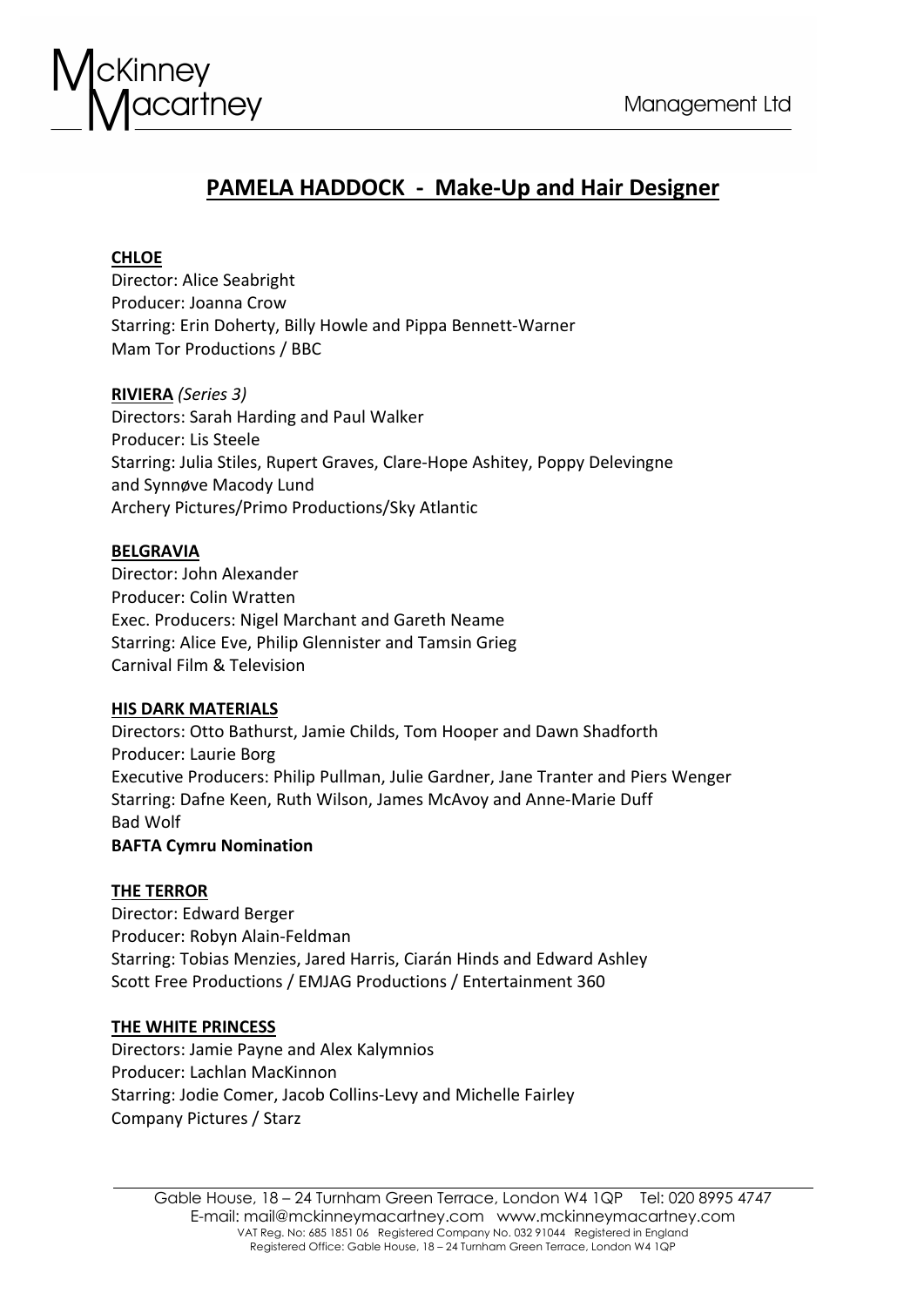# PAMELA HADDOCK - Make-Up and Hair Designer

**CHLOE**
Director: Alice Seabright
Producer: Joanna Crow
Starring: Erin Doherty, Billy Howle and Pippa Bennett-Warner
Mam Tor Productions / BBC

**RIVIERA** *(Series 3)*
Directors: Sarah Harding and Paul Walker
Producer: Lis Steele
Starring: Julia Stiles, Rupert Graves, Clare-Hope Ashitey, Poppy Delevingne and Synnøve Macody Lund
Archery Pictures/Primo Productions/Sky Atlantic

**BELGRAVIA**
Director: John Alexander
Producer: Colin Wratten
Exec. Producers: Nigel Marchant and Gareth Neame
Starring: Alice Eve, Philip Glennister and Tamsin Grieg
Carnival Film & Television

**HIS DARK MATERIALS**
Directors: Otto Bathurst, Jamie Childs, Tom Hooper and Dawn Shadforth
Producer: Laurie Borg
Executive Producers: Philip Pullman, Julie Gardner, Jane Tranter and Piers Wenger
Starring: Dafne Keen, Ruth Wilson, James McAvoy and Anne-Marie Duff
Bad Wolf
**BAFTA Cymru Nomination**

**THE TERROR**
Director: Edward Berger
Producer: Robyn Alain-Feldman
Starring: Tobias Menzies, Jared Harris, Ciarán Hinds and Edward Ashley
Scott Free Productions / EMJAG Productions / Entertainment 360

**THE WHITE PRINCESS**
Directors: Jamie Payne and Alex Kalymnios
Producer: Lachlan MacKinnon
Starring: Jodie Comer, Jacob Collins-Levy and Michelle Fairley
Company Pictures / Starz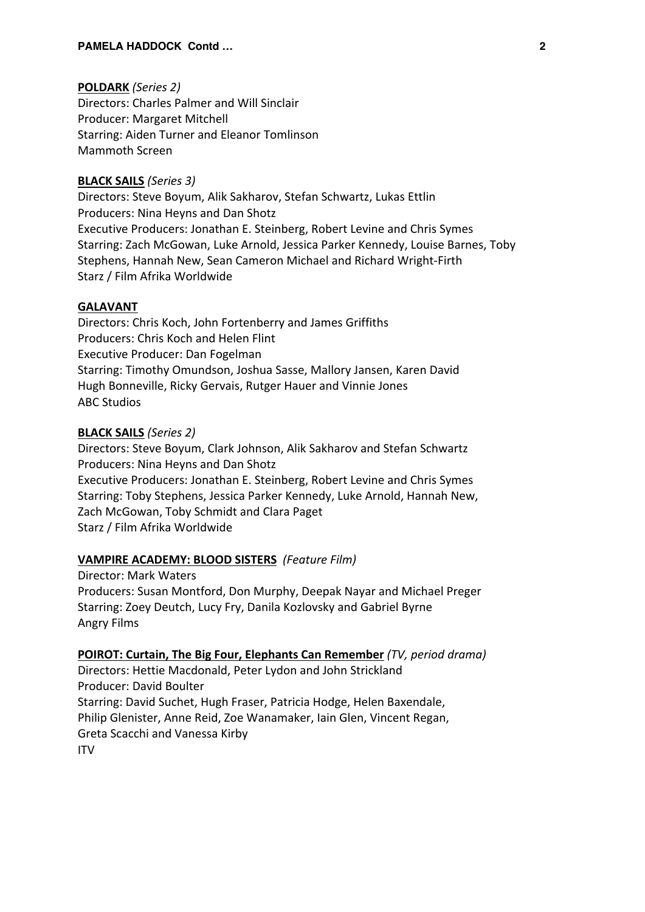**POLDARK** *(Series 2)*
Directors: Charles Palmer and Will Sinclair
Producer: Margaret Mitchell
Starring: Aiden Turner and Eleanor Tomlinson
Mammoth Screen

**BLACK SAILS** *(Series 3)*
Directors: Steve Boyum, Alik Sakharov, Stefan Schwartz, Lukas Ettlin
Producers: Nina Heyns and Dan Shotz
Executive Producers: Jonathan E. Steinberg, Robert Levine and Chris Symes
Starring: Zach McGowan, Luke Arnold, Jessica Parker Kennedy, Louise Barnes, Toby Stephens, Hannah New, Sean Cameron Michael and Richard Wright-Firth
Starz / Film Afrika Worldwide

**GALAVANT**
Directors: Chris Koch, John Fortenberry and James Griffiths
Producers: Chris Koch and Helen Flint
Executive Producer: Dan Fogelman
Starring: Timothy Omundson, Joshua Sasse, Mallory Jansen, Karen David
Hugh Bonneville, Ricky Gervais, Rutger Hauer and Vinnie Jones
ABC Studios

**BLACK SAILS** *(Series 2)*
Directors: Steve Boyum, Clark Johnson, Alik Sakharov and Stefan Schwartz
Producers: Nina Heyns and Dan Shotz
Executive Producers: Jonathan E. Steinberg, Robert Levine and Chris Symes
Starring: Toby Stephens, Jessica Parker Kennedy, Luke Arnold, Hannah New,
Zach McGowan, Toby Schmidt and Clara Paget
Starz / Film Afrika Worldwide

**VAMPIRE ACADEMY: BLOOD SISTERS** *(Feature Film)*
Director: Mark Waters
Producers: Susan Montford, Don Murphy, Deepak Nayar and Michael Preger
Starring: Zoey Deutch, Lucy Fry, Danila Kozlovsky and Gabriel Byrne
Angry Films

**POIROT: Curtain, The Big Four, Elephants Can Remember** *(TV, period drama)*
Directors: Hettie Macdonald, Peter Lydon and John Strickland
Producer: David Boulter
Starring: David Suchet, Hugh Fraser, Patricia Hodge, Helen Baxendale,
Philip Glenister, Anne Reid, Zoe Wanamaker, Iain Glen, Vincent Regan,
Greta Scacchi and Vanessa Kirby
ITV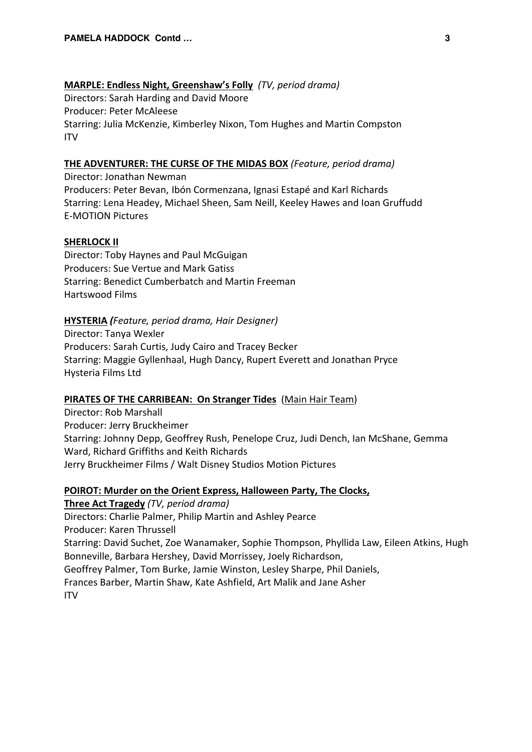**MARPLE: Endless Night, Greenshaw's Folly** *(TV, period drama)*
Directors: Sarah Harding and David Moore
Producer: Peter McAleese
Starring: Julia McKenzie, Kimberley Nixon, Tom Hughes and Martin Compston
ITV

**THE ADVENTURER: THE CURSE OF THE MIDAS BOX** *(Feature, period drama)*
Director: Jonathan Newman
Producers: Peter Bevan, Ibón Cormenzana, Ignasi Estapé and Karl Richards
Starring: Lena Headey, Michael Sheen, Sam Neill, Keeley Hawes and Ioan Gruffudd
E-MOTION Pictures

**SHERLOCK II**
Director: Toby Haynes and Paul McGuigan
Producers: Sue Vertue and Mark Gatiss
Starring: Benedict Cumberbatch and Martin Freeman
Hartswood Films

**HYSTERIA** ***(****Feature, period drama, Hair Designer)*
Director: Tanya Wexler
Producers: Sarah Curtis, Judy Cairo and Tracey Becker
Starring: Maggie Gyllenhaal, Hugh Dancy, Rupert Everett and Jonathan Pryce
Hysteria Films Ltd

**PIRATES OF THE CARRIBEAN: On Stranger Tides** (Main Hair Team)
Director: Rob Marshall
Producer: Jerry Bruckheimer
Starring: Johnny Depp, Geoffrey Rush, Penelope Cruz, Judi Dench, Ian McShane, Gemma Ward, Richard Griffiths and Keith Richards
Jerry Bruckheimer Films / Walt Disney Studios Motion Pictures

**POIROT: Murder on the Orient Express, Halloween Party, The Clocks, Three Act Tragedy** *(TV, period drama)*
Directors: Charlie Palmer, Philip Martin and Ashley Pearce
Producer: Karen Thrussell
Starring: David Suchet, Zoe Wanamaker, Sophie Thompson, Phyllida Law, Eileen Atkins, Hugh Bonneville, Barbara Hershey, David Morrissey, Joely Richardson, Geoffrey Palmer, Tom Burke, Jamie Winston, Lesley Sharpe, Phil Daniels, Frances Barber, Martin Shaw, Kate Ashfield, Art Malik and Jane Asher
ITV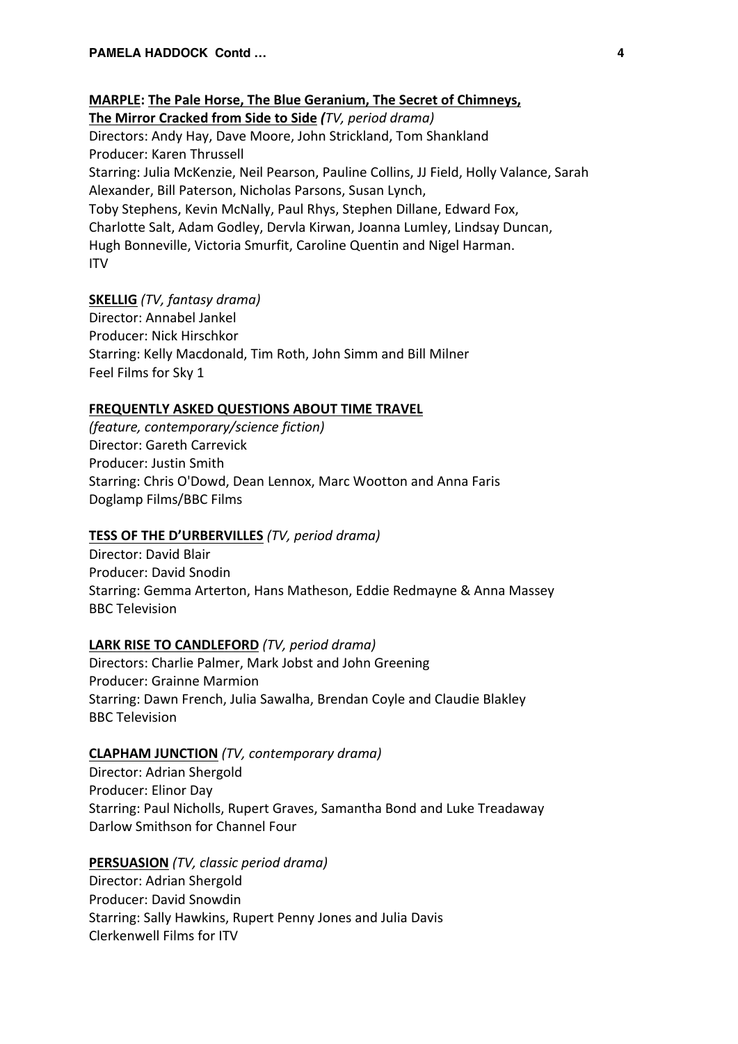**MARPLE: The Pale Horse, The Blue Geranium, The Secret of Chimneys, The Mirror Cracked from Side to Side** *(TV, period drama)*
Directors: Andy Hay, Dave Moore, John Strickland, Tom Shankland
Producer: Karen Thrussell
Starring: Julia McKenzie, Neil Pearson, Pauline Collins, JJ Field, Holly Valance, Sarah Alexander, Bill Paterson, Nicholas Parsons, Susan Lynch,
Toby Stephens, Kevin McNally, Paul Rhys, Stephen Dillane, Edward Fox,
Charlotte Salt, Adam Godley, Dervla Kirwan, Joanna Lumley, Lindsay Duncan,
Hugh Bonneville, Victoria Smurfit, Caroline Quentin and Nigel Harman.
ITV

**SKELLIG** *(TV, fantasy drama)*
Director: Annabel Jankel
Producer: Nick Hirschkor
Starring: Kelly Macdonald, Tim Roth, John Simm and Bill Milner
Feel Films for Sky 1

**FREQUENTLY ASKED QUESTIONS ABOUT TIME TRAVEL**
*(feature, contemporary/science fiction)*
Director: Gareth Carrevick
Producer: Justin Smith
Starring: Chris O'Dowd, Dean Lennox, Marc Wootton and Anna Faris
Doglamp Films/BBC Films

**TESS OF THE D'URBERVILLES** *(TV, period drama)*
Director: David Blair
Producer: David Snodin
Starring: Gemma Arterton, Hans Matheson, Eddie Redmayne & Anna Massey
BBC Television

**LARK RISE TO CANDLEFORD** *(TV, period drama)*
Directors: Charlie Palmer, Mark Jobst and John Greening
Producer: Grainne Marmion
Starring: Dawn French, Julia Sawalha, Brendan Coyle and Claudie Blakley
BBC Television

**CLAPHAM JUNCTION** *(TV, contemporary drama)*
Director: Adrian Shergold
Producer: Elinor Day
Starring: Paul Nicholls, Rupert Graves, Samantha Bond and Luke Treadaway
Darlow Smithson for Channel Four

**PERSUASION** *(TV, classic period drama)*
Director: Adrian Shergold
Producer: David Snowdin
Starring: Sally Hawkins, Rupert Penny Jones and Julia Davis
Clerkenwell Films for ITV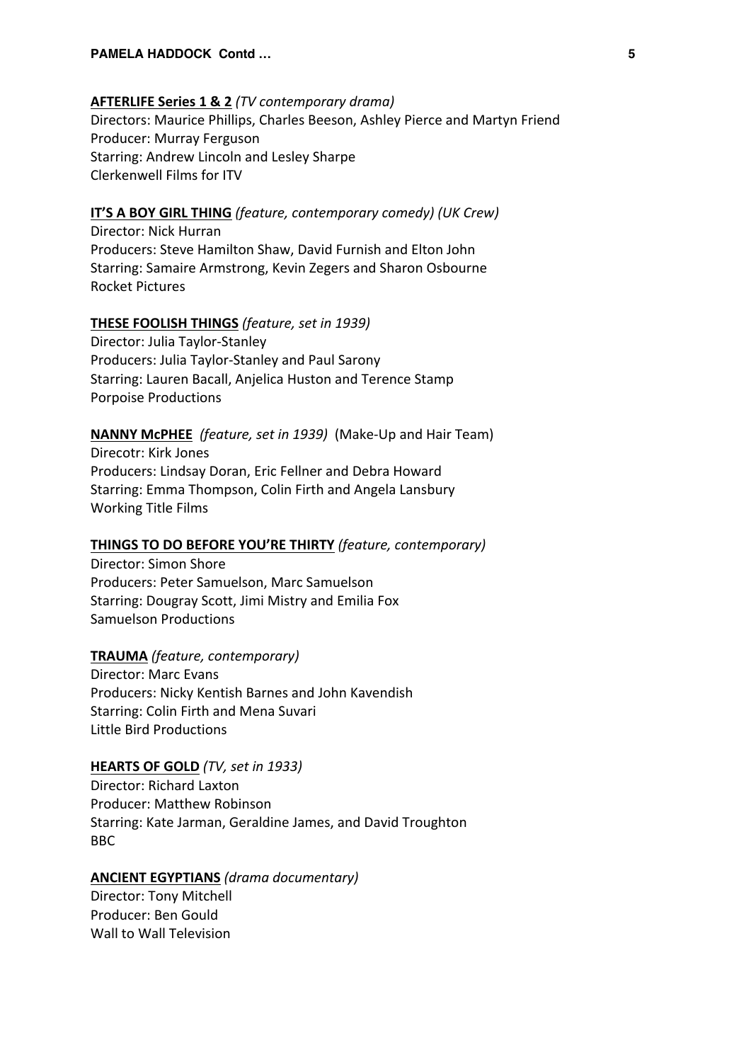**AFTERLIFE Series 1 & 2** *(TV contemporary drama)*
Directors: Maurice Phillips, Charles Beeson, Ashley Pierce and Martyn Friend
Producer: Murray Ferguson
Starring: Andrew Lincoln and Lesley Sharpe
Clerkenwell Films for ITV

**IT'S A BOY GIRL THING** *(feature, contemporary comedy) (UK Crew)*
Director: Nick Hurran
Producers: Steve Hamilton Shaw, David Furnish and Elton John
Starring: Samaire Armstrong, Kevin Zegers and Sharon Osbourne
Rocket Pictures

**THESE FOOLISH THINGS** *(feature, set in 1939)*
Director: Julia Taylor-Stanley
Producers: Julia Taylor-Stanley and Paul Sarony
Starring: Lauren Bacall, Anjelica Huston and Terence Stamp
Porpoise Productions

**NANNY McPHEE** *(feature, set in 1939)* (Make-Up and Hair Team)
Direcotr: Kirk Jones
Producers: Lindsay Doran, Eric Fellner and Debra Howard
Starring: Emma Thompson, Colin Firth and Angela Lansbury
Working Title Films

**THINGS TO DO BEFORE YOU'RE THIRTY** *(feature, contemporary)*
Director: Simon Shore
Producers: Peter Samuelson, Marc Samuelson
Starring: Dougray Scott, Jimi Mistry and Emilia Fox
Samuelson Productions

**TRAUMA** *(feature, contemporary)*
Director: Marc Evans
Producers: Nicky Kentish Barnes and John Kavendish
Starring: Colin Firth and Mena Suvari
Little Bird Productions

**HEARTS OF GOLD** *(TV, set in 1933)*
Director: Richard Laxton
Producer: Matthew Robinson
Starring: Kate Jarman, Geraldine James, and David Troughton
BBC

**ANCIENT EGYPTIANS** *(drama documentary)*
Director: Tony Mitchell
Producer: Ben Gould
Wall to Wall Television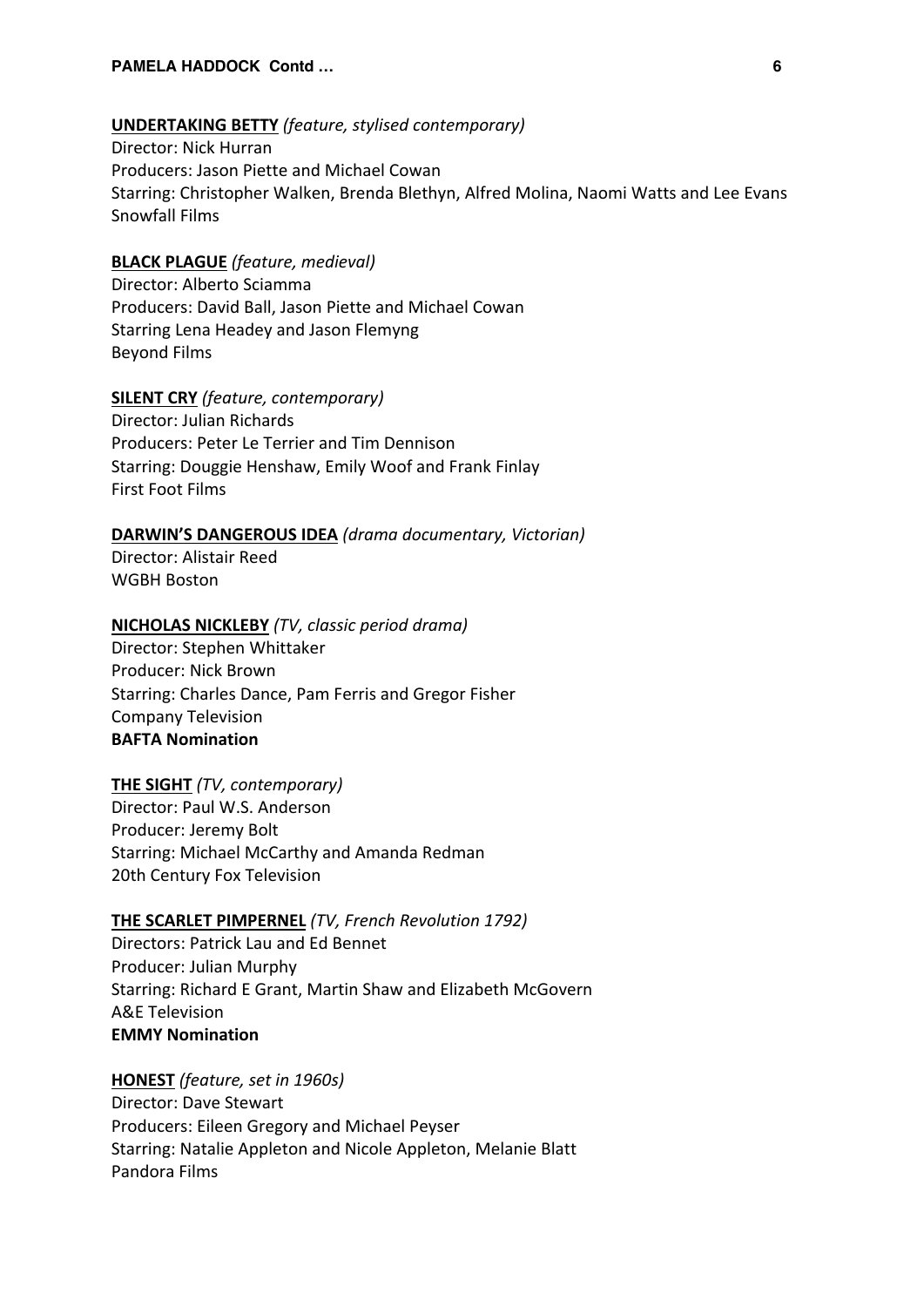**<u>UNDERTAKING BETTY</u>** *(feature, stylised contemporary)*
Director: Nick Hurran
Producers: Jason Piette and Michael Cowan
Starring: Christopher Walken, Brenda Blethyn, Alfred Molina, Naomi Watts and Lee Evans
Snowfall Films

**<u>BLACK PLAGUE</u>** *(feature, medieval)*
Director: Alberto Sciamma
Producers: David Ball, Jason Piette and Michael Cowan
Starring Lena Headey and Jason Flemyng
Beyond Films

**<u>SILENT CRY</u>** *(feature, contemporary)*
Director: Julian Richards
Producers: Peter Le Terrier and Tim Dennison
Starring: Douggie Henshaw, Emily Woof and Frank Finlay
First Foot Films

**<u>DARWIN'S DANGEROUS IDEA</u>** *(drama documentary, Victorian)*
Director: Alistair Reed
WGBH Boston

**<u>NICHOLAS NICKLEBY</u>** *(TV, classic period drama)*
Director: Stephen Whittaker
Producer: Nick Brown
Starring: Charles Dance, Pam Ferris and Gregor Fisher
Company Television
**BAFTA Nomination**

**<u>THE SIGHT</u>** *(TV, contemporary)*
Director: Paul W.S. Anderson
Producer: Jeremy Bolt
Starring: Michael McCarthy and Amanda Redman
20th Century Fox Television

**<u>THE SCARLET PIMPERNEL</u>** *(TV, French Revolution 1792)*
Directors: Patrick Lau and Ed Bennet
Producer: Julian Murphy
Starring: Richard E Grant, Martin Shaw and Elizabeth McGovern
A&E Television
**EMMY Nomination**

**<u>HONEST</u>** *(feature, set in 1960s)*
Director: Dave Stewart
Producers: Eileen Gregory and Michael Peyser
Starring: Natalie Appleton and Nicole Appleton, Melanie Blatt
Pandora Films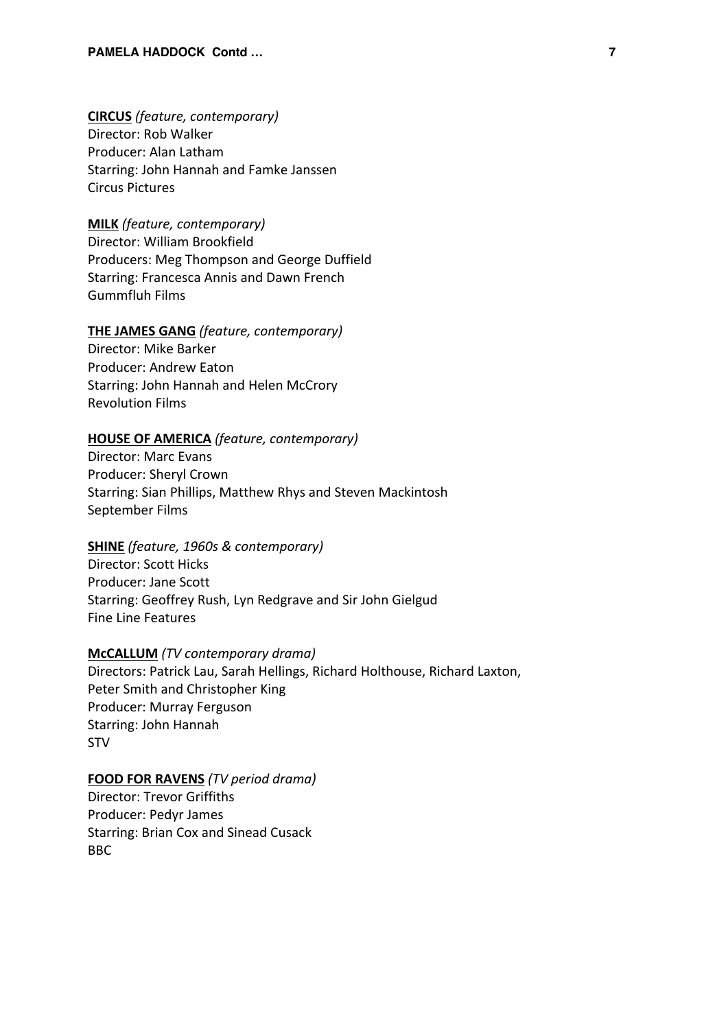**CIRCUS** *(feature, contemporary)*
Director: Rob Walker
Producer: Alan Latham
Starring: John Hannah and Famke Janssen
Circus Pictures

**MILK** *(feature, contemporary)*
Director: William Brookfield
Producers: Meg Thompson and George Duffield
Starring: Francesca Annis and Dawn French
Gummfluh Films

**THE JAMES GANG** *(feature, contemporary)*
Director: Mike Barker
Producer: Andrew Eaton
Starring: John Hannah and Helen McCrory
Revolution Films

**HOUSE OF AMERICA** *(feature, contemporary)*
Director: Marc Evans
Producer: Sheryl Crown
Starring: Sian Phillips, Matthew Rhys and Steven Mackintosh
September Films

**SHINE** *(feature, 1960s & contemporary)*
Director: Scott Hicks
Producer: Jane Scott
Starring: Geoffrey Rush, Lyn Redgrave and Sir John Gielgud
Fine Line Features

**McCALLUM** *(TV contemporary drama)*
Directors: Patrick Lau, Sarah Hellings, Richard Holthouse, Richard Laxton, Peter Smith and Christopher King
Producer: Murray Ferguson
Starring: John Hannah
STV

**FOOD FOR RAVENS** *(TV period drama)*
Director: Trevor Griffiths
Producer: Pedyr James
Starring: Brian Cox and Sinead Cusack
BBC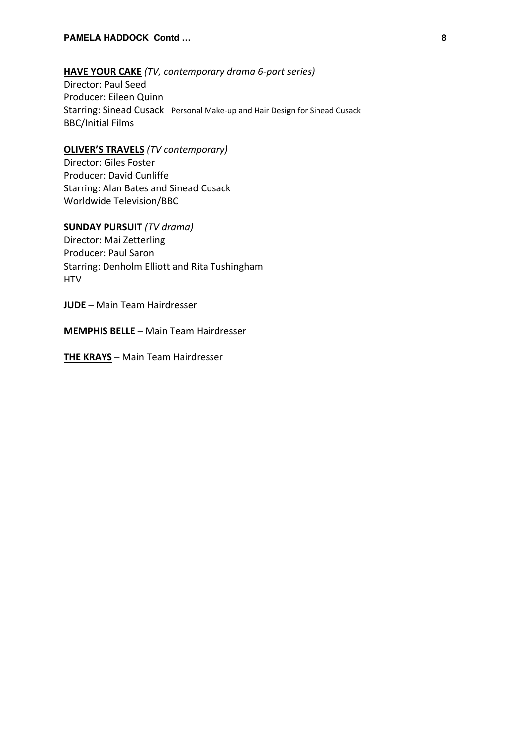**HAVE YOUR CAKE** *(TV, contemporary drama 6-part series)*
Director: Paul Seed
Producer: Eileen Quinn
Starring: Sinead Cusack Personal Make-up and Hair Design for Sinead Cusack
BBC/Initial Films

**OLIVER'S TRAVELS** *(TV contemporary)*
Director: Giles Foster
Producer: David Cunliffe
Starring: Alan Bates and Sinead Cusack
Worldwide Television/BBC

**SUNDAY PURSUIT** *(TV drama)*
Director: Mai Zetterling
Producer: Paul Saron
Starring: Denholm Elliott and Rita Tushingham
HTV

**JUDE** – Main Team Hairdresser

**MEMPHIS BELLE** – Main Team Hairdresser

**THE KRAYS** – Main Team Hairdresser